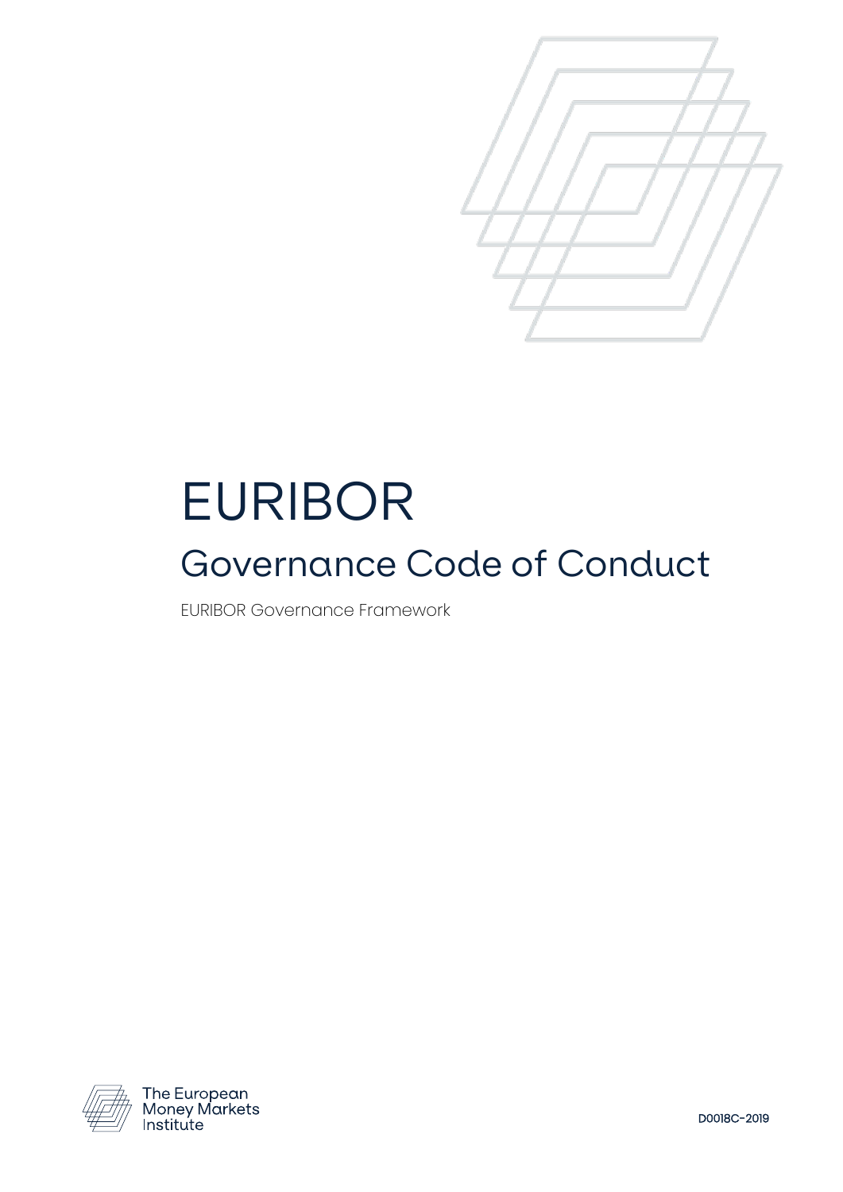# EURIBOR

## Governance Code of Conduct

EURIBOR Governance Framework

The European Money Markets Institute

D0018C-2019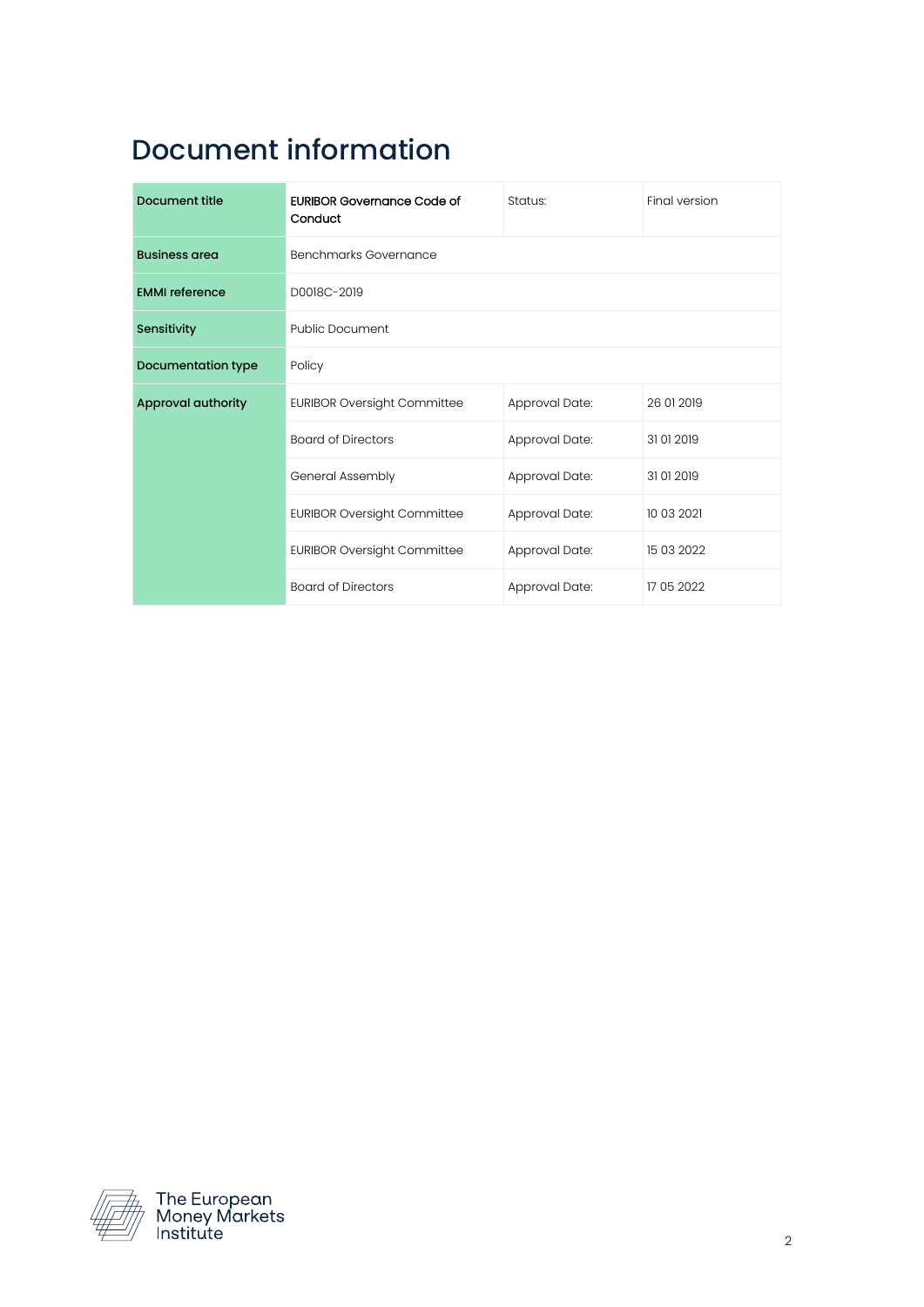# Document information

| Document title | EURIBOR Governance Code of Conduct | Status: | Final version |
|---|---|---|---|
| Business area | Benchmarks Governance | | |
| EMMI reference | D0018C-2019 | | |
| Sensitivity | Public Document | | |
| Documentation type | Policy | | |
| Approval authority | EURIBOR Oversight Committee | Approval Date: | 26 01 2019 |
| | Board of Directors | Approval Date: | 31 01 2019 |
| | General Assembly | Approval Date: | 31 01 2019 |
| | EURIBOR Oversight Committee | Approval Date: | 10 03 2021 |
| | EURIBOR Oversight Committee | Approval Date: | 15 03 2022 |
| | Board of Directors | Approval Date: | 17 05 2022 |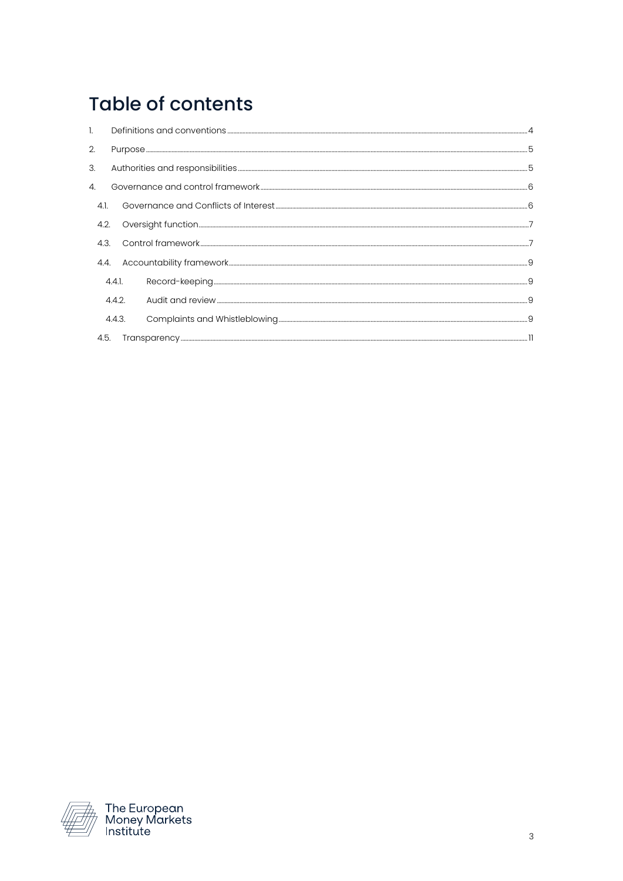# Table of contents

1. Definitions and conventions ..... 4
2. Purpose ..... 5
3. Authorities and responsibilities ..... 5
4. Governance and control framework ..... 6
   - 4.1. Governance and Conflicts of Interest ..... 6
   - 4.2. Oversight function ..... 7
   - 4.3. Control framework ..... 7
   - 4.4. Accountability framework ..... 9
     - 4.4.1. Record-keeping ..... 9
     - 4.4.2. Audit and review ..... 9
     - 4.4.3. Complaints and Whistleblowing ..... 9
   - 4.5. Transparency ..... 11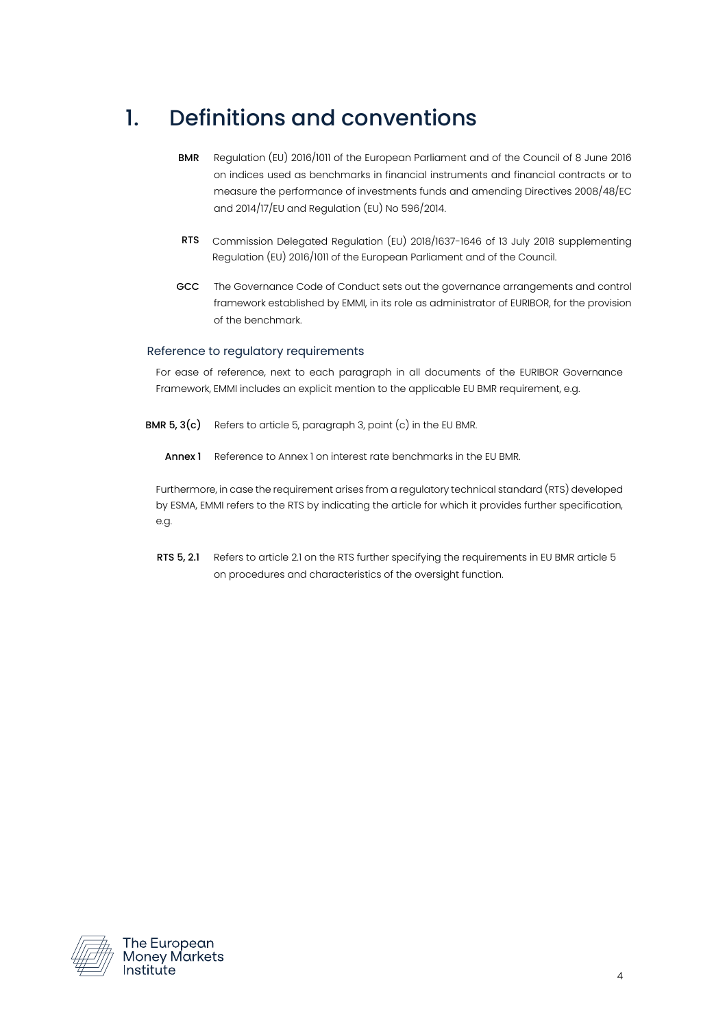# 1. Definitions and conventions

**BMR** Regulation (EU) 2016/1011 of the European Parliament and of the Council of 8 June 2016 on indices used as benchmarks in financial instruments and financial contracts or to measure the performance of investments funds and amending Directives 2008/48/EC and 2014/17/EU and Regulation (EU) No 596/2014.

**RTS** Commission Delegated Regulation (EU) 2018/1637-1646 of 13 July 2018 supplementing Regulation (EU) 2016/1011 of the European Parliament and of the Council.

**GCC** The Governance Code of Conduct sets out the governance arrangements and control framework established by EMMI, in its role as administrator of EURIBOR, for the provision of the benchmark.

## Reference to regulatory requirements

For ease of reference, next to each paragraph in all documents of the EURIBOR Governance Framework, EMMI includes an explicit mention to the applicable EU BMR requirement, e.g.

**BMR 5, 3(c)** Refers to article 5, paragraph 3, point (c) in the EU BMR.

**Annex 1** Reference to Annex 1 on interest rate benchmarks in the EU BMR.

Furthermore, in case the requirement arises from a regulatory technical standard (RTS) developed by ESMA, EMMI refers to the RTS by indicating the article for which it provides further specification, e.g.

**RTS 5, 2.1** Refers to article 2.1 on the RTS further specifying the requirements in EU BMR article 5 on procedures and characteristics of the oversight function.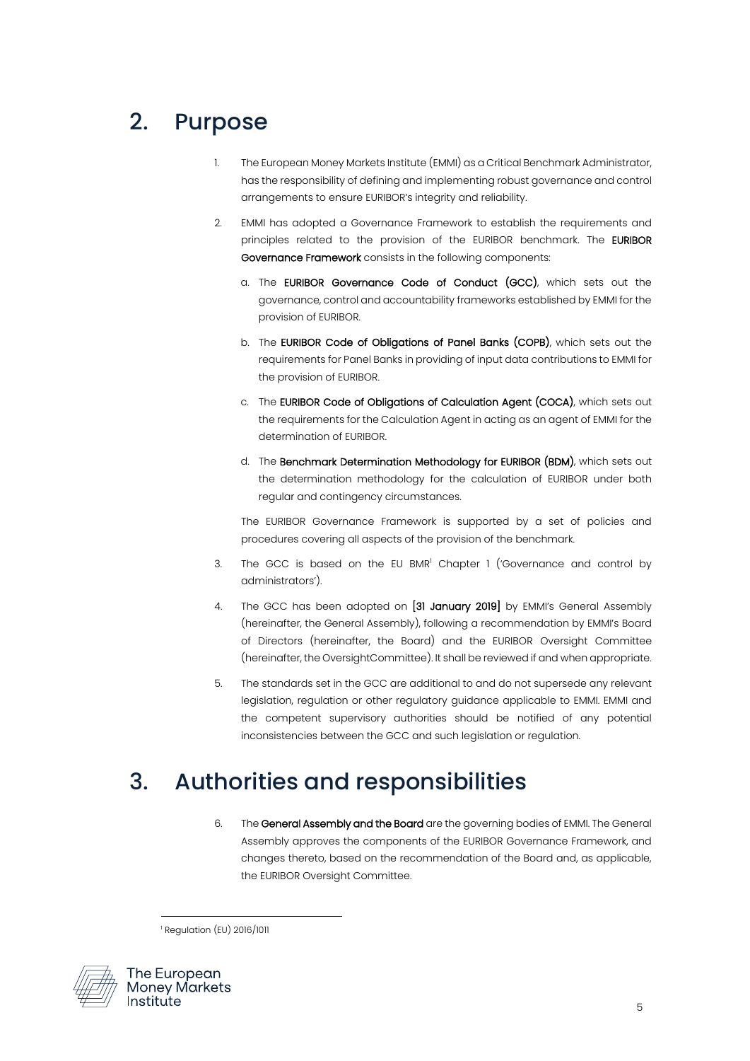## 2. Purpose

1. The European Money Markets Institute (EMMI) as a Critical Benchmark Administrator, has the responsibility of defining and implementing robust governance and control arrangements to ensure EURIBOR's integrity and reliability.

2. EMMI has adopted a Governance Framework to establish the requirements and principles related to the provision of the EURIBOR benchmark. The **EURIBOR Governance Framework** consists in the following components:

   a. The **EURIBOR Governance Code of Conduct (GCC)**, which sets out the governance, control and accountability frameworks established by EMMI for the provision of EURIBOR.

   b. The **EURIBOR Code of Obligations of Panel Banks (COPB)**, which sets out the requirements for Panel Banks in providing of input data contributions to EMMI for the provision of EURIBOR.

   c. The **EURIBOR Code of Obligations of Calculation Agent (COCA)**, which sets out the requirements for the Calculation Agent in acting as an agent of EMMI for the determination of EURIBOR.

   d. The **Benchmark Determination Methodology for EURIBOR (BDM)**, which sets out the determination methodology for the calculation of EURIBOR under both regular and contingency circumstances.

   The EURIBOR Governance Framework is supported by a set of policies and procedures covering all aspects of the provision of the benchmark.

3. The GCC is based on the EU BMR[1] Chapter 1 ('Governance and control by administrators').

4. The GCC has been adopted on **[31 January 2019]** by EMMI's General Assembly (hereinafter, the General Assembly), following a recommendation by EMMI's Board of Directors (hereinafter, the Board) and the EURIBOR Oversight Committee (hereinafter, the OversightCommittee). It shall be reviewed if and when appropriate.

5. The standards set in the GCC are additional to and do not supersede any relevant legislation, regulation or other regulatory guidance applicable to EMMI. EMMI and the competent supervisory authorities should be notified of any potential inconsistencies between the GCC and such legislation or regulation.

## 3. Authorities and responsibilities

6. The **General Assembly and the Board** are the governing bodies of EMMI. The General Assembly approves the components of the EURIBOR Governance Framework, and changes thereto, based on the recommendation of the Board and, as applicable, the EURIBOR Oversight Committee.

---

[1] Regulation (EU) 2016/1011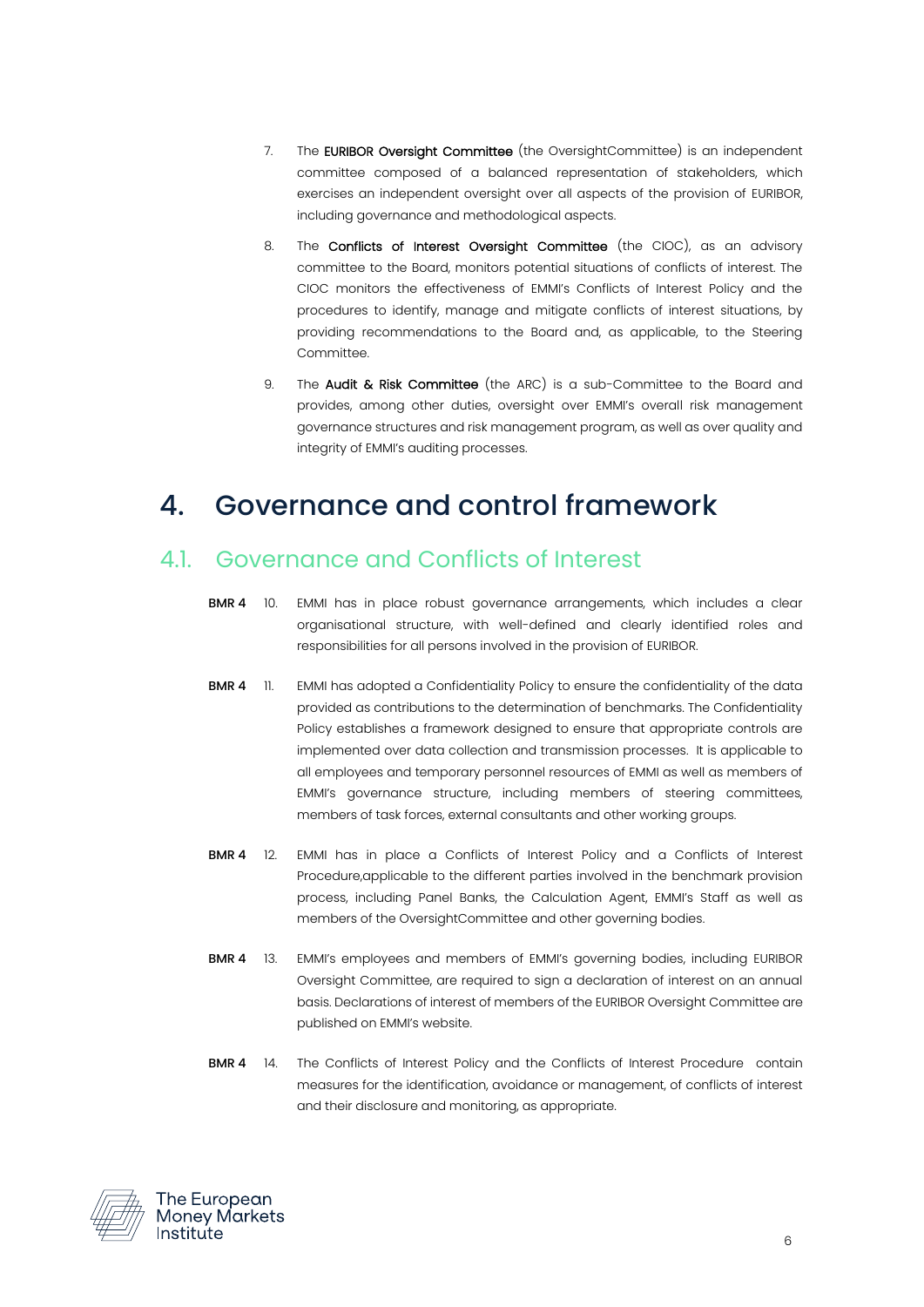7. The **EURIBOR Oversight Committee** (the OversightCommittee) is an independent committee composed of a balanced representation of stakeholders, which exercises an independent oversight over all aspects of the provision of EURIBOR, including governance and methodological aspects.

8. The **Conflicts of Interest Oversight Committee** (the CIOC), as an advisory committee to the Board, monitors potential situations of conflicts of interest. The CIOC monitors the effectiveness of EMMI's Conflicts of Interest Policy and the procedures to identify, manage and mitigate conflicts of interest situations, by providing recommendations to the Board and, as applicable, to the Steering Committee.

9. The **Audit & Risk Committee** (the ARC) is a sub-Committee to the Board and provides, among other duties, oversight over EMMI's overall risk management governance structures and risk management program, as well as over quality and integrity of EMMI's auditing processes.

# 4. Governance and control framework

## 4.1. Governance and Conflicts of Interest

**BMR 4** 10. EMMI has in place robust governance arrangements, which includes a clear organisational structure, with well-defined and clearly identified roles and responsibilities for all persons involved in the provision of EURIBOR.

**BMR 4** 11. EMMI has adopted a Confidentiality Policy to ensure the confidentiality of the data provided as contributions to the determination of benchmarks. The Confidentiality Policy establishes a framework designed to ensure that appropriate controls are implemented over data collection and transmission processes. It is applicable to all employees and temporary personnel resources of EMMI as well as members of EMMI's governance structure, including members of steering committees, members of task forces, external consultants and other working groups.

**BMR 4** 12. EMMI has in place a Conflicts of Interest Policy and a Conflicts of Interest Procedure,applicable to the different parties involved in the benchmark provision process, including Panel Banks, the Calculation Agent, EMMI's Staff as well as members of the OversightCommittee and other governing bodies.

**BMR 4** 13. EMMI's employees and members of EMMI's governing bodies, including EURIBOR Oversight Committee, are required to sign a declaration of interest on an annual basis. Declarations of interest of members of the EURIBOR Oversight Committee are published on EMMI's website.

**BMR 4** 14. The Conflicts of Interest Policy and the Conflicts of Interest Procedure contain measures for the identification, avoidance or management, of conflicts of interest and their disclosure and monitoring, as appropriate.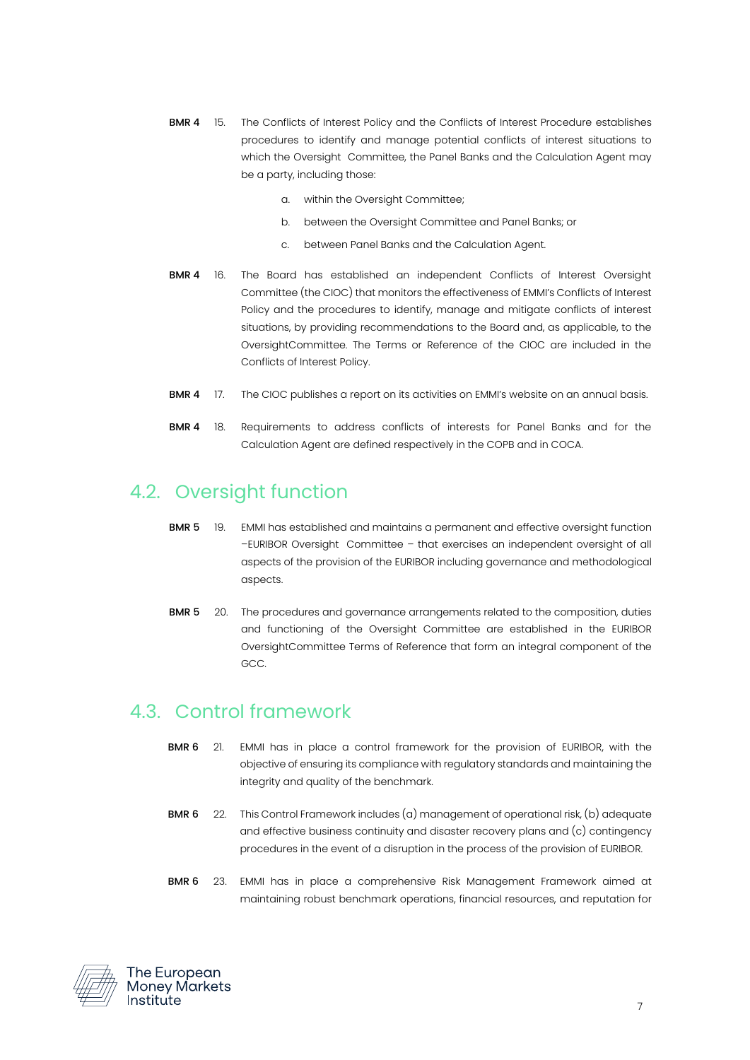**BMR 4** 15. The Conflicts of Interest Policy and the Conflicts of Interest Procedure establishes procedures to identify and manage potential conflicts of interest situations to which the Oversight Committee, the Panel Banks and the Calculation Agent may be a party, including those:

   a. within the Oversight Committee;

   b. between the Oversight Committee and Panel Banks; or

   c. between Panel Banks and the Calculation Agent.

**BMR 4** 16. The Board has established an independent Conflicts of Interest Oversight Committee (the CIOC) that monitors the effectiveness of EMMI's Conflicts of Interest Policy and the procedures to identify, manage and mitigate conflicts of interest situations, by providing recommendations to the Board and, as applicable, to the OversightCommittee. The Terms or Reference of the CIOC are included in the Conflicts of Interest Policy.

**BMR 4** 17. The CIOC publishes a report on its activities on EMMI's website on an annual basis.

**BMR 4** 18. Requirements to address conflicts of interests for Panel Banks and for the Calculation Agent are defined respectively in the COPB and in COCA.

## 4.2. Oversight function

**BMR 5** 19. EMMI has established and maintains a permanent and effective oversight function –EURIBOR Oversight Committee – that exercises an independent oversight of all aspects of the provision of the EURIBOR including governance and methodological aspects.

**BMR 5** 20. The procedures and governance arrangements related to the composition, duties and functioning of the Oversight Committee are established in the EURIBOR OversightCommittee Terms of Reference that form an integral component of the GCC.

## 4.3. Control framework

**BMR 6** 21. EMMI has in place a control framework for the provision of EURIBOR, with the objective of ensuring its compliance with regulatory standards and maintaining the integrity and quality of the benchmark.

**BMR 6** 22. This Control Framework includes (a) management of operational risk, (b) adequate and effective business continuity and disaster recovery plans and (c) contingency procedures in the event of a disruption in the process of the provision of EURIBOR.

**BMR 6** 23. EMMI has in place a comprehensive Risk Management Framework aimed at maintaining robust benchmark operations, financial resources, and reputation for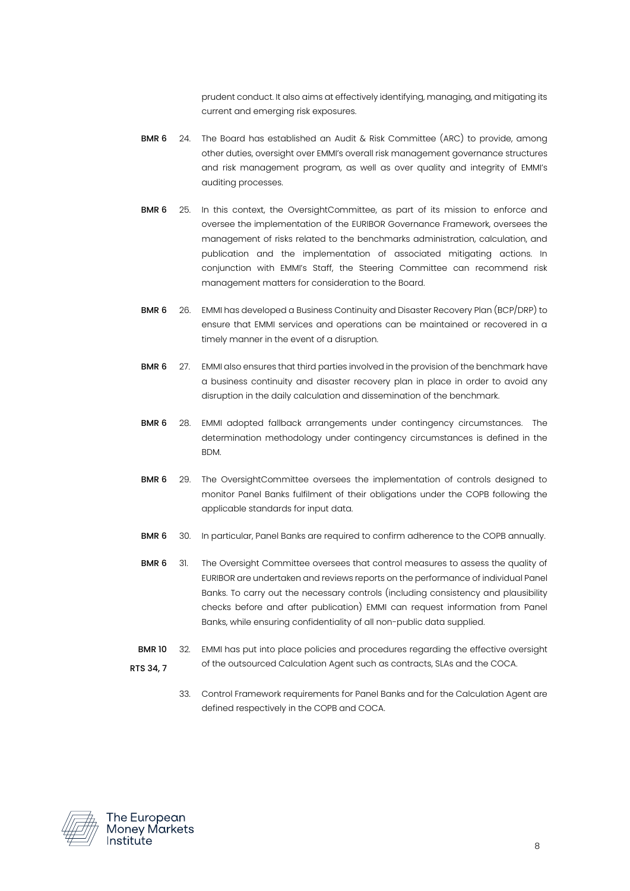prudent conduct. It also aims at effectively identifying, managing, and mitigating its current and emerging risk exposures.

**BMR 6** 24. The Board has established an Audit & Risk Committee (ARC) to provide, among other duties, oversight over EMMI's overall risk management governance structures and risk management program, as well as over quality and integrity of EMMI's auditing processes.

**BMR 6** 25. In this context, the OversightCommittee, as part of its mission to enforce and oversee the implementation of the EURIBOR Governance Framework, oversees the management of risks related to the benchmarks administration, calculation, and publication and the implementation of associated mitigating actions. In conjunction with EMMI's Staff, the Steering Committee can recommend risk management matters for consideration to the Board.

**BMR 6** 26. EMMI has developed a Business Continuity and Disaster Recovery Plan (BCP/DRP) to ensure that EMMI services and operations can be maintained or recovered in a timely manner in the event of a disruption.

**BMR 6** 27. EMMI also ensures that third parties involved in the provision of the benchmark have a business continuity and disaster recovery plan in place in order to avoid any disruption in the daily calculation and dissemination of the benchmark.

**BMR 6** 28. EMMI adopted fallback arrangements under contingency circumstances. The determination methodology under contingency circumstances is defined in the BDM.

**BMR 6** 29. The OversightCommittee oversees the implementation of controls designed to monitor Panel Banks fulfilment of their obligations under the COPB following the applicable standards for input data.

**BMR 6** 30. In particular, Panel Banks are required to confirm adherence to the COPB annually.

**BMR 6** 31. The Oversight Committee oversees that control measures to assess the quality of EURIBOR are undertaken and reviews reports on the performance of individual Panel Banks. To carry out the necessary controls (including consistency and plausibility checks before and after publication) EMMI can request information from Panel Banks, while ensuring confidentiality of all non-public data supplied.

**BMR 10**
**RTS 34, 7** 32. EMMI has put into place policies and procedures regarding the effective oversight of the outsourced Calculation Agent such as contracts, SLAs and the COCA.

33. Control Framework requirements for Panel Banks and for the Calculation Agent are defined respectively in the COPB and COCA.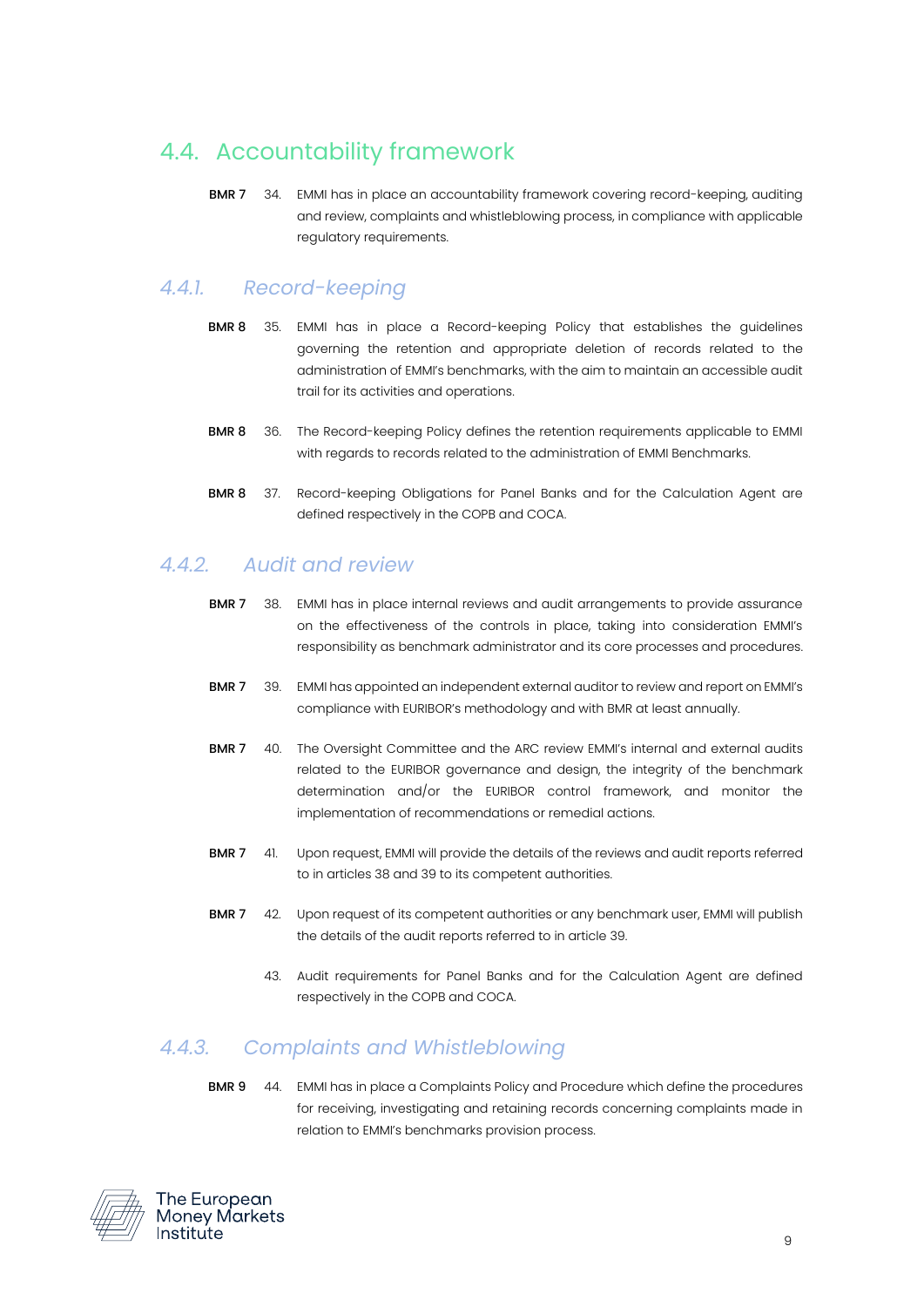## 4.4. Accountability framework

**BMR 7** 34. EMMI has in place an accountability framework covering record-keeping, auditing and review, complaints and whistleblowing process, in compliance with applicable regulatory requirements.

### *4.4.1. Record-keeping*

**BMR 8** 35. EMMI has in place a Record-keeping Policy that establishes the guidelines governing the retention and appropriate deletion of records related to the administration of EMMI's benchmarks, with the aim to maintain an accessible audit trail for its activities and operations.

**BMR 8** 36. The Record-keeping Policy defines the retention requirements applicable to EMMI with regards to records related to the administration of EMMI Benchmarks.

**BMR 8** 37. Record-keeping Obligations for Panel Banks and for the Calculation Agent are defined respectively in the COPB and COCA.

### *4.4.2. Audit and review*

**BMR 7** 38. EMMI has in place internal reviews and audit arrangements to provide assurance on the effectiveness of the controls in place, taking into consideration EMMI's responsibility as benchmark administrator and its core processes and procedures.

**BMR 7** 39. EMMI has appointed an independent external auditor to review and report on EMMI's compliance with EURIBOR's methodology and with BMR at least annually.

**BMR 7** 40. The Oversight Committee and the ARC review EMMI's internal and external audits related to the EURIBOR governance and design, the integrity of the benchmark determination and/or the EURIBOR control framework, and monitor the implementation of recommendations or remedial actions.

**BMR 7** 41. Upon request, EMMI will provide the details of the reviews and audit reports referred to in articles 38 and 39 to its competent authorities.

**BMR 7** 42. Upon request of its competent authorities or any benchmark user, EMMI will publish the details of the audit reports referred to in article 39.

43. Audit requirements for Panel Banks and for the Calculation Agent are defined respectively in the COPB and COCA.

### *4.4.3. Complaints and Whistleblowing*

**BMR 9** 44. EMMI has in place a Complaints Policy and Procedure which define the procedures for receiving, investigating and retaining records concerning complaints made in relation to EMMI's benchmarks provision process.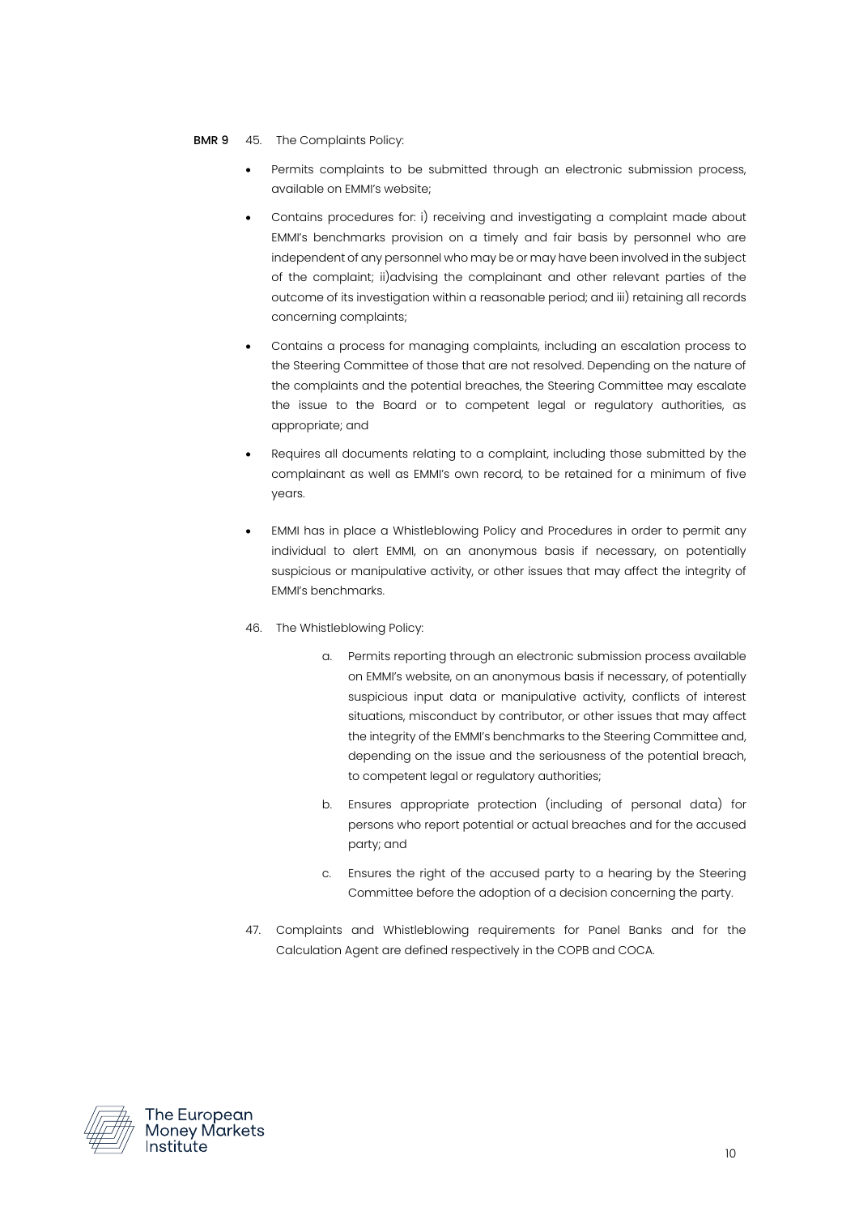**BMR 9** 45. The Complaints Policy:

- Permits complaints to be submitted through an electronic submission process, available on EMMI's website;
- Contains procedures for: i) receiving and investigating a complaint made about EMMI's benchmarks provision on a timely and fair basis by personnel who are independent of any personnel who may be or may have been involved in the subject of the complaint; ii)advising the complainant and other relevant parties of the outcome of its investigation within a reasonable period; and iii) retaining all records concerning complaints;
- Contains a process for managing complaints, including an escalation process to the Steering Committee of those that are not resolved. Depending on the nature of the complaints and the potential breaches, the Steering Committee may escalate the issue to the Board or to competent legal or regulatory authorities, as appropriate; and
- Requires all documents relating to a complaint, including those submitted by the complainant as well as EMMI's own record, to be retained for a minimum of five years.
- EMMI has in place a Whistleblowing Policy and Procedures in order to permit any individual to alert EMMI, on an anonymous basis if necessary, on potentially suspicious or manipulative activity, or other issues that may affect the integrity of EMMI's benchmarks.

46. The Whistleblowing Policy:

   a. Permits reporting through an electronic submission process available on EMMI's website, on an anonymous basis if necessary, of potentially suspicious input data or manipulative activity, conflicts of interest situations, misconduct by contributor, or other issues that may affect the integrity of the EMMI's benchmarks to the Steering Committee and, depending on the issue and the seriousness of the potential breach, to competent legal or regulatory authorities;

   b. Ensures appropriate protection (including of personal data) for persons who report potential or actual breaches and for the accused party; and

   c. Ensures the right of the accused party to a hearing by the Steering Committee before the adoption of a decision concerning the party.

47. Complaints and Whistleblowing requirements for Panel Banks and for the Calculation Agent are defined respectively in the COPB and COCA.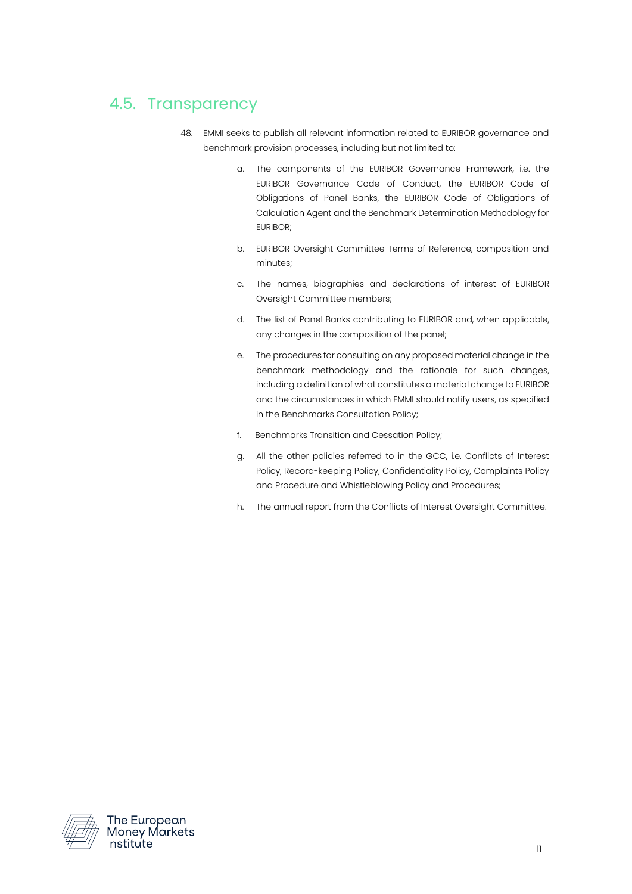## 4.5. Transparency

48. EMMI seeks to publish all relevant information related to EURIBOR governance and benchmark provision processes, including but not limited to:

    a. The components of the EURIBOR Governance Framework, i.e. the EURIBOR Governance Code of Conduct, the EURIBOR Code of Obligations of Panel Banks, the EURIBOR Code of Obligations of Calculation Agent and the Benchmark Determination Methodology for EURIBOR;

    b. EURIBOR Oversight Committee Terms of Reference, composition and minutes;

    c. The names, biographies and declarations of interest of EURIBOR Oversight Committee members;

    d. The list of Panel Banks contributing to EURIBOR and, when applicable, any changes in the composition of the panel;

    e. The procedures for consulting on any proposed material change in the benchmark methodology and the rationale for such changes, including a definition of what constitutes a material change to EURIBOR and the circumstances in which EMMI should notify users, as specified in the Benchmarks Consultation Policy;

    f. Benchmarks Transition and Cessation Policy;

    g. All the other policies referred to in the GCC, i.e. Conflicts of Interest Policy, Record-keeping Policy, Confidentiality Policy, Complaints Policy and Procedure and Whistleblowing Policy and Procedures;

    h. The annual report from the Conflicts of Interest Oversight Committee.